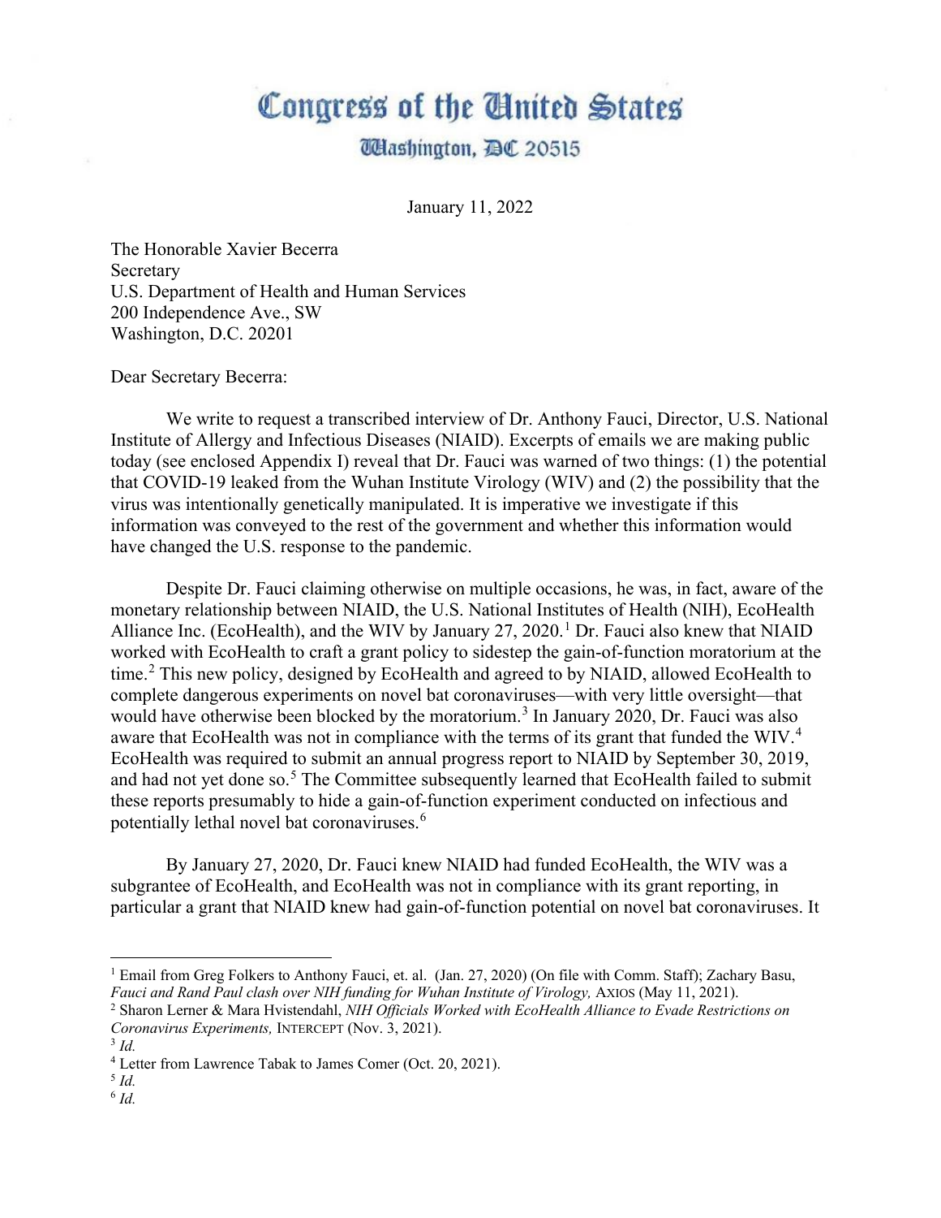# Congress of the United States

## Washington, DC 20515

January 11, 2022

The Honorable Xavier Becerra
Secretary
U.S. Department of Health and Human Services
200 Independence Ave., SW
Washington, D.C. 20201

Dear Secretary Becerra:

We write to request a transcribed interview of Dr. Anthony Fauci, Director, U.S. National Institute of Allergy and Infectious Diseases (NIAID). Excerpts of emails we are making public today (see enclosed Appendix I) reveal that Dr. Fauci was warned of two things: (1) the potential that COVID-19 leaked from the Wuhan Institute Virology (WIV) and (2) the possibility that the virus was intentionally genetically manipulated. It is imperative we investigate if this information was conveyed to the rest of the government and whether this information would have changed the U.S. response to the pandemic.

Despite Dr. Fauci claiming otherwise on multiple occasions, he was, in fact, aware of the monetary relationship between NIAID, the U.S. National Institutes of Health (NIH), EcoHealth Alliance Inc. (EcoHealth), and the WIV by January 27, 2020.[1] Dr. Fauci also knew that NIAID worked with EcoHealth to craft a grant policy to sidestep the gain-of-function moratorium at the time.[2] This new policy, designed by EcoHealth and agreed to by NIAID, allowed EcoHealth to complete dangerous experiments on novel bat coronaviruses—with very little oversight—that would have otherwise been blocked by the moratorium.[3] In January 2020, Dr. Fauci was also aware that EcoHealth was not in compliance with the terms of its grant that funded the WIV.[4] EcoHealth was required to submit an annual progress report to NIAID by September 30, 2019, and had not yet done so.[5] The Committee subsequently learned that EcoHealth failed to submit these reports presumably to hide a gain-of-function experiment conducted on infectious and potentially lethal novel bat coronaviruses.[6]

By January 27, 2020, Dr. Fauci knew NIAID had funded EcoHealth, the WIV was a subgrantee of EcoHealth, and EcoHealth was not in compliance with its grant reporting, in particular a grant that NIAID knew had gain-of-function potential on novel bat coronaviruses. It

---

[1] Email from Greg Folkers to Anthony Fauci, et. al. (Jan. 27, 2020) (On file with Comm. Staff); Zachary Basu, *Fauci and Rand Paul clash over NIH funding for Wuhan Institute of Virology,* AXIOS (May 11, 2021).

[2] Sharon Lerner & Mara Hvistendahl, *NIH Officials Worked with EcoHealth Alliance to Evade Restrictions on Coronavirus Experiments,* INTERCEPT (Nov. 3, 2021).

[3] *Id.*

[4] Letter from Lawrence Tabak to James Comer (Oct. 20, 2021).

[5] *Id.*

[6] *Id.*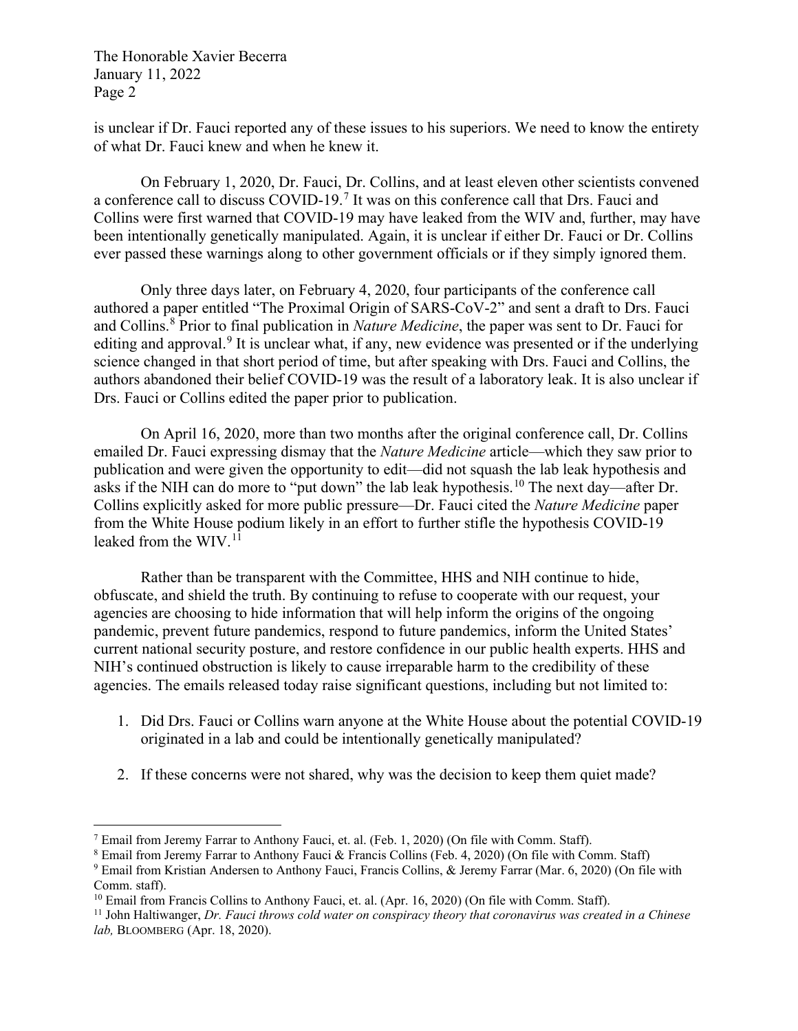is unclear if Dr. Fauci reported any of these issues to his superiors. We need to know the entirety of what Dr. Fauci knew and when he knew it.

On February 1, 2020, Dr. Fauci, Dr. Collins, and at least eleven other scientists convened a conference call to discuss COVID-19.[7] It was on this conference call that Drs. Fauci and Collins were first warned that COVID-19 may have leaked from the WIV and, further, may have been intentionally genetically manipulated. Again, it is unclear if either Dr. Fauci or Dr. Collins ever passed these warnings along to other government officials or if they simply ignored them.

Only three days later, on February 4, 2020, four participants of the conference call authored a paper entitled "The Proximal Origin of SARS-CoV-2" and sent a draft to Drs. Fauci and Collins.[8] Prior to final publication in *Nature Medicine*, the paper was sent to Dr. Fauci for editing and approval.[9] It is unclear what, if any, new evidence was presented or if the underlying science changed in that short period of time, but after speaking with Drs. Fauci and Collins, the authors abandoned their belief COVID-19 was the result of a laboratory leak. It is also unclear if Drs. Fauci or Collins edited the paper prior to publication.

On April 16, 2020, more than two months after the original conference call, Dr. Collins emailed Dr. Fauci expressing dismay that the *Nature Medicine* article—which they saw prior to publication and were given the opportunity to edit—did not squash the lab leak hypothesis and asks if the NIH can do more to "put down" the lab leak hypothesis.[10] The next day—after Dr. Collins explicitly asked for more public pressure—Dr. Fauci cited the *Nature Medicine* paper from the White House podium likely in an effort to further stifle the hypothesis COVID-19 leaked from the WIV.[11]

Rather than be transparent with the Committee, HHS and NIH continue to hide, obfuscate, and shield the truth. By continuing to refuse to cooperate with our request, your agencies are choosing to hide information that will help inform the origins of the ongoing pandemic, prevent future pandemics, respond to future pandemics, inform the United States' current national security posture, and restore confidence in our public health experts. HHS and NIH's continued obstruction is likely to cause irreparable harm to the credibility of these agencies. The emails released today raise significant questions, including but not limited to:

1. Did Drs. Fauci or Collins warn anyone at the White House about the potential COVID-19 originated in a lab and could be intentionally genetically manipulated?

2. If these concerns were not shared, why was the decision to keep them quiet made?

---

[7] Email from Jeremy Farrar to Anthony Fauci, et. al. (Feb. 1, 2020) (On file with Comm. Staff).

[8] Email from Jeremy Farrar to Anthony Fauci & Francis Collins (Feb. 4, 2020) (On file with Comm. Staff)

[9] Email from Kristian Andersen to Anthony Fauci, Francis Collins, & Jeremy Farrar (Mar. 6, 2020) (On file with Comm. staff).

[10] Email from Francis Collins to Anthony Fauci, et. al. (Apr. 16, 2020) (On file with Comm. Staff).

[11] John Haltiwanger, *Dr. Fauci throws cold water on conspiracy theory that coronavirus was created in a Chinese lab,* BLOOMBERG (Apr. 18, 2020).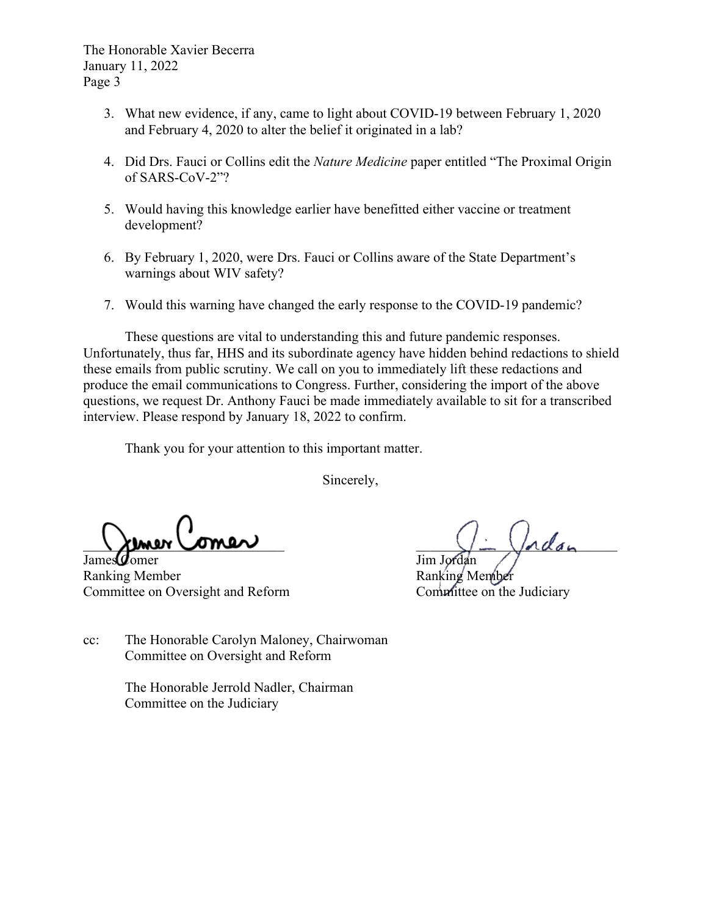3. What new evidence, if any, came to light about COVID-19 between February 1, 2020 and February 4, 2020 to alter the belief it originated in a lab?

4. Did Drs. Fauci or Collins edit the *Nature Medicine* paper entitled "The Proximal Origin of SARS-CoV-2"?

5. Would having this knowledge earlier have benefitted either vaccine or treatment development?

6. By February 1, 2020, were Drs. Fauci or Collins aware of the State Department's warnings about WIV safety?

7. Would this warning have changed the early response to the COVID-19 pandemic?

These questions are vital to understanding this and future pandemic responses. Unfortunately, thus far, HHS and its subordinate agency have hidden behind redactions to shield these emails from public scrutiny. We call on you to immediately lift these redactions and produce the email communications to Congress. Further, considering the import of the above questions, we request Dr. Anthony Fauci be made immediately available to sit for a transcribed interview. Please respond by January 18, 2022 to confirm.

Thank you for your attention to this important matter.

Sincerely,

James Comer
Ranking Member
Committee on Oversight and Reform

Jim Jordan
Ranking Member
Committee on the Judiciary

cc: The Honorable Carolyn Maloney, Chairwoman
Committee on Oversight and Reform

The Honorable Jerrold Nadler, Chairman
Committee on the Judiciary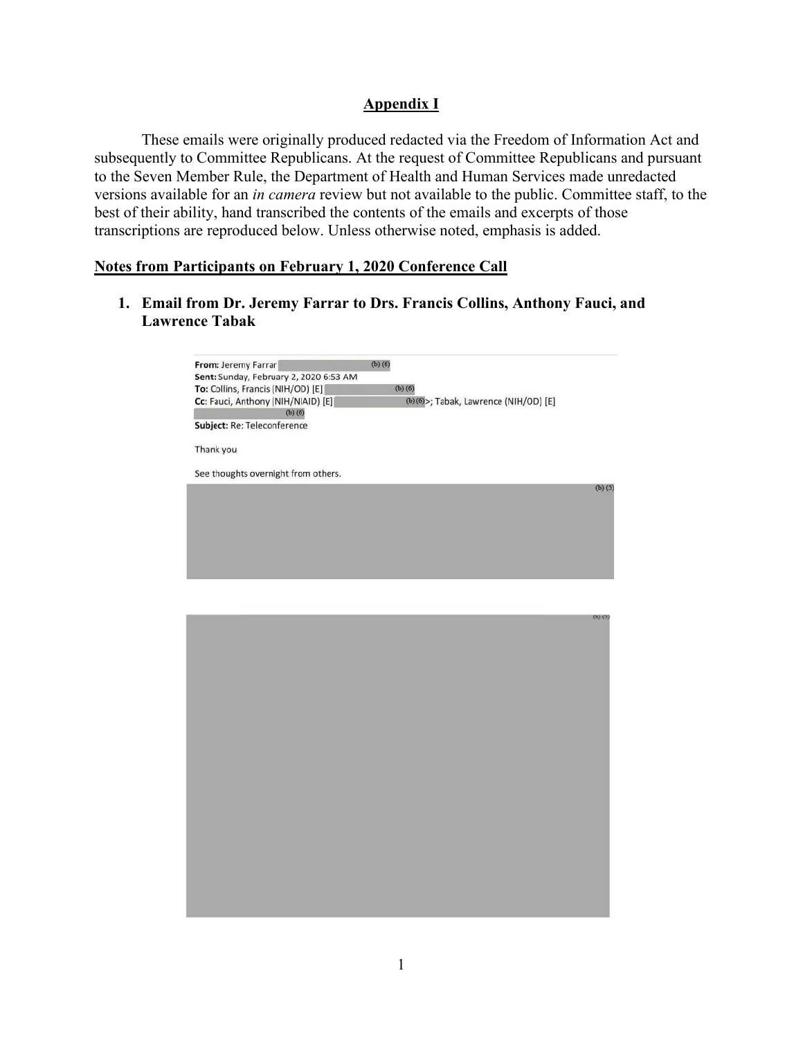## Appendix I

These emails were originally produced redacted via the Freedom of Information Act and subsequently to Committee Republicans. At the request of Committee Republicans and pursuant to the Seven Member Rule, the Department of Health and Human Services made unredacted versions available for an *in camera* review but not available to the public. Committee staff, to the best of their ability, hand transcribed the contents of the emails and excerpts of those transcriptions are reproduced below. Unless otherwise noted, emphasis is added.

### Notes from Participants on February 1, 2020 Conference Call

1. **Email from Dr. Jeremy Farrar to Drs. Francis Collins, Anthony Fauci, and Lawrence Tabak**

**From:** Jeremy Farrar (b) (6)
**Sent:** Sunday, February 2, 2020 6:53 AM
**To:** Collins, Francis (NIH/OD) [E] (b) (6)
**Cc:** Fauci, Anthony (NIH/NIAID) [E] (b) (6)>; Tabak, Lawrence (NIH/OD) [E] (b) (6)
**Subject:** Re: Teleconference

Thank you

See thoughts overnight from others.

(b) (5)

(b) (5)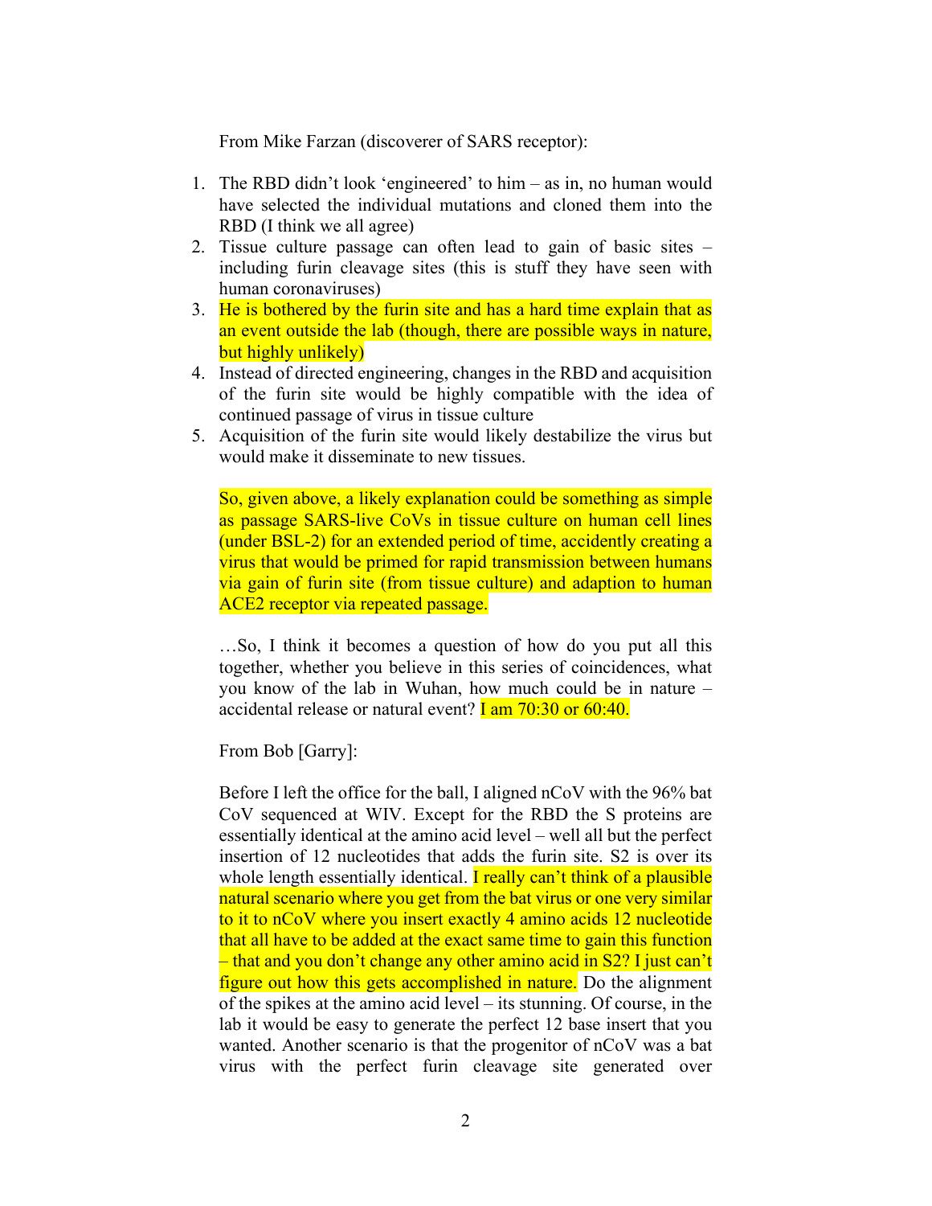From Mike Farzan (discoverer of SARS receptor):

1. The RBD didn't look 'engineered' to him – as in, no human would have selected the individual mutations and cloned them into the RBD (I think we all agree)
2. Tissue culture passage can often lead to gain of basic sites – including furin cleavage sites (this is stuff they have seen with human coronaviruses)
3. He is bothered by the furin site and has a hard time explain that as an event outside the lab (though, there are possible ways in nature, but highly unlikely)
4. Instead of directed engineering, changes in the RBD and acquisition of the furin site would be highly compatible with the idea of continued passage of virus in tissue culture
5. Acquisition of the furin site would likely destabilize the virus but would make it disseminate to new tissues.

So, given above, a likely explanation could be something as simple as passage SARS-live CoVs in tissue culture on human cell lines (under BSL-2) for an extended period of time, accidently creating a virus that would be primed for rapid transmission between humans via gain of furin site (from tissue culture) and adaption to human ACE2 receptor via repeated passage.

…So, I think it becomes a question of how do you put all this together, whether you believe in this series of coincidences, what you know of the lab in Wuhan, how much could be in nature – accidental release or natural event? I am 70:30 or 60:40.

From Bob [Garry]:

Before I left the office for the ball, I aligned nCoV with the 96% bat CoV sequenced at WIV. Except for the RBD the S proteins are essentially identical at the amino acid level – well all but the perfect insertion of 12 nucleotides that adds the furin site. S2 is over its whole length essentially identical. I really can't think of a plausible natural scenario where you get from the bat virus or one very similar to it to nCoV where you insert exactly 4 amino acids 12 nucleotide that all have to be added at the exact same time to gain this function – that and you don't change any other amino acid in S2? I just can't figure out how this gets accomplished in nature. Do the alignment of the spikes at the amino acid level – its stunning. Of course, in the lab it would be easy to generate the perfect 12 base insert that you wanted. Another scenario is that the progenitor of nCoV was a bat virus with the perfect furin cleavage site generated over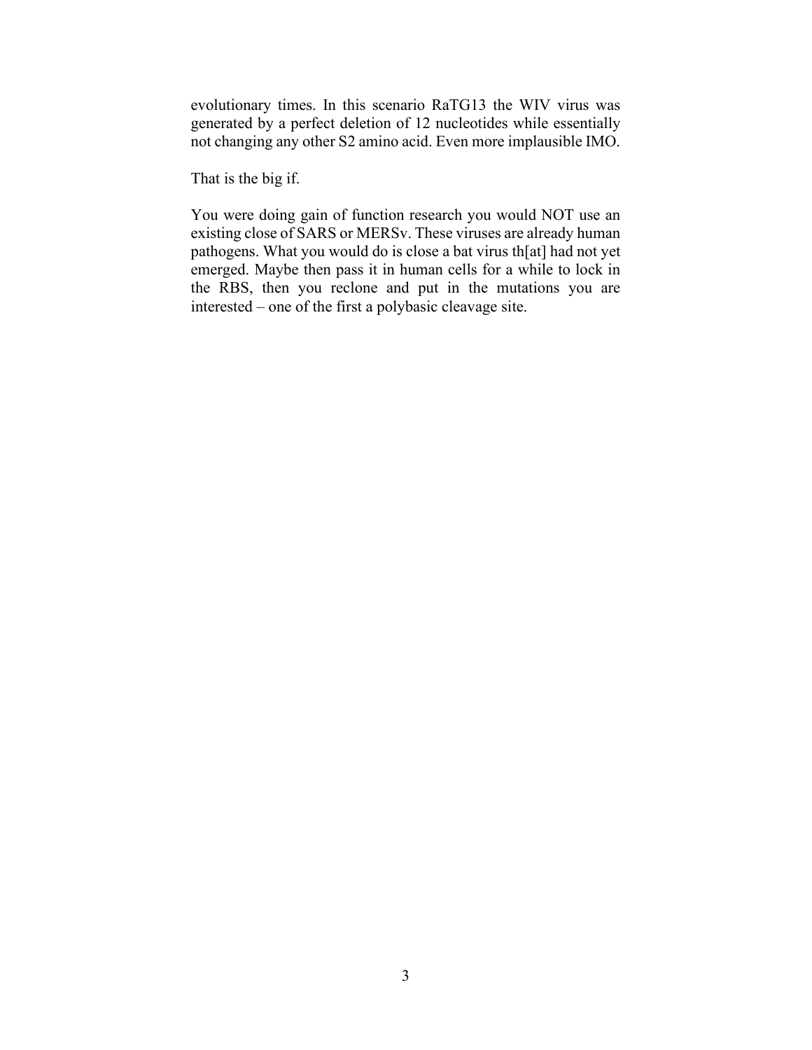evolutionary times. In this scenario RaTG13 the WIV virus was generated by a perfect deletion of 12 nucleotides while essentially not changing any other S2 amino acid. Even more implausible IMO.

That is the big if.

You were doing gain of function research you would NOT use an existing close of SARS or MERSv. These viruses are already human pathogens. What you would do is close a bat virus th[at] had not yet emerged. Maybe then pass it in human cells for a while to lock in the RBS, then you reclone and put in the mutations you are interested – one of the first a polybasic cleavage site.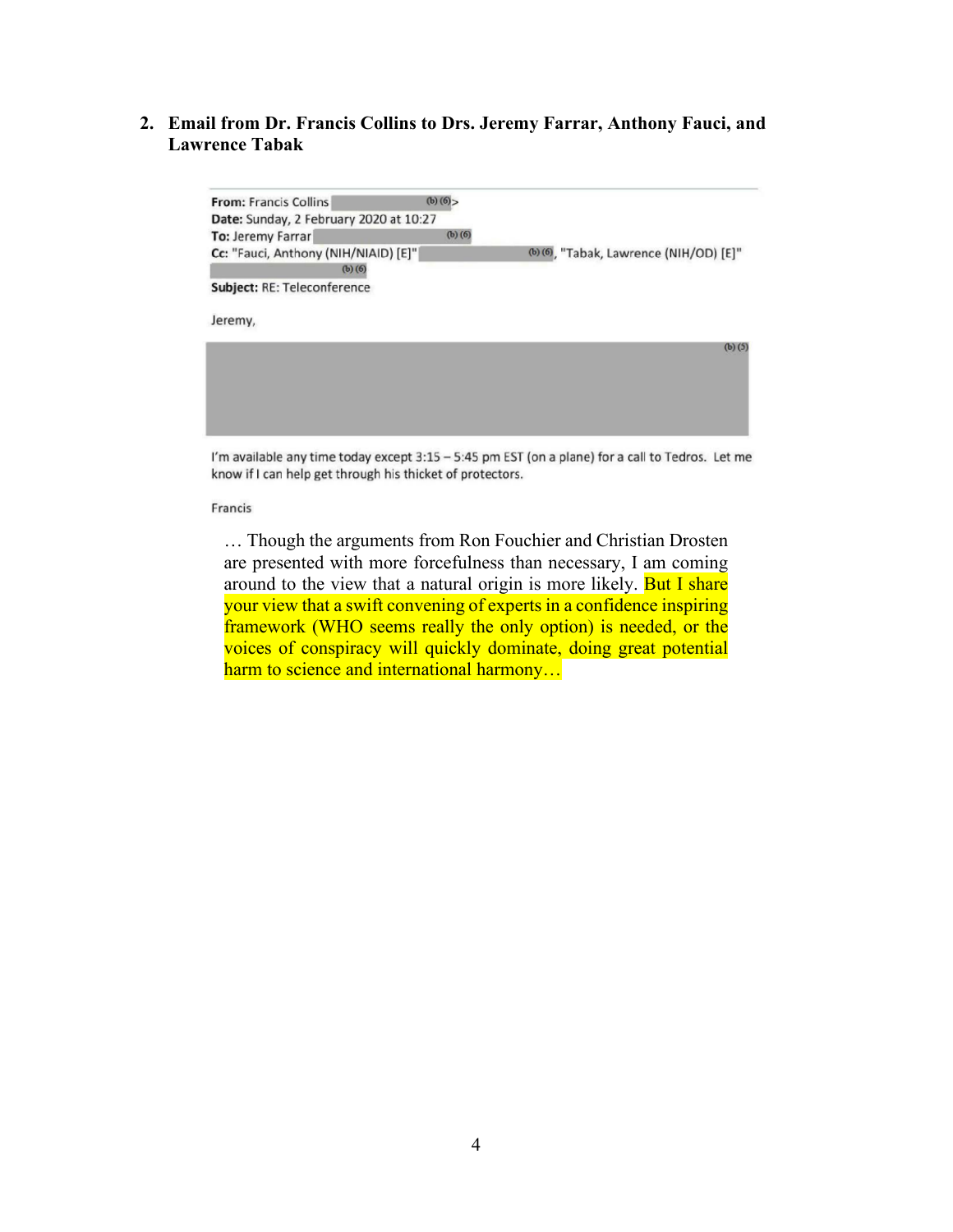2. **Email from Dr. Francis Collins to Drs. Jeremy Farrar, Anthony Fauci, and Lawrence Tabak**

**From:** Francis Collins (b) (6)>
**Date:** Sunday, 2 February 2020 at 10:27
**To:** Jeremy Farrar (b) (6)
**Cc:** "Fauci, Anthony (NIH/NIAID) [E]" (b) (6), "Tabak, Lawrence (NIH/OD) [E]" (b) (6)
**Subject:** RE: Teleconference

Jeremy,

(b) (5)

I'm available any time today except 3:15 – 5:45 pm EST (on a plane) for a call to Tedros. Let me know if I can help get through his thicket of protectors.

Francis

> … Though the arguments from Ron Fouchier and Christian Drosten are presented with more forcefulness than necessary, I am coming around to the view that a natural origin is more likely. But I share your view that a swift convening of experts in a confidence inspiring framework (WHO seems really the only option) is needed, or the voices of conspiracy will quickly dominate, doing great potential harm to science and international harmony…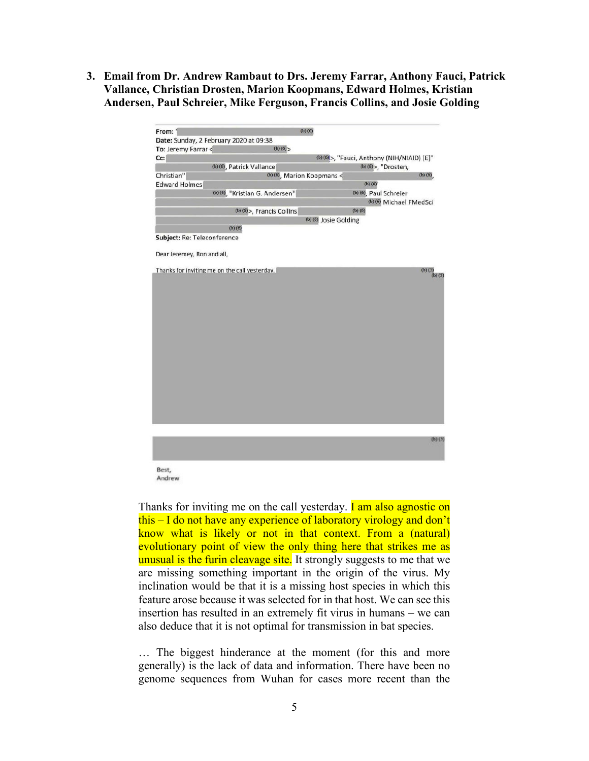3. **Email from Dr. Andrew Rambaut to Drs. Jeremy Farrar, Anthony Fauci, Patrick Vallance, Christian Drosten, Marion Koopmans, Edward Holmes, Kristian Andersen, Paul Schreier, Mike Ferguson, Francis Collins, and Josie Golding**

**From:** ' (b) (6)
**Date:** Sunday, 2 February 2020 at 09:38
**To:** Jeremy Farrar < (b) (6) >
**Cc:** (b) (6) >, "Fauci, Anthony (NIH/NIAID) [E]" (b) (6), Patrick Vallance (b) (6) >, "Drosten, Christian" (b) (6), Marion Koopmans < (b) (6), Edward Holmes (b) (6) (b) (6), "Kristian G. Andersen" (b) (6), Paul Schreier (b) (6) Michael FMedSci (b) (6) >, Francis Collins (b) (6) (b) (6) Josie Golding (b) (6)
**Subject:** Re: Teleconference

Dear Jeremey, Ron and all,

Thanks for inviting me on the call yesterday. (b) (5)
(b) (5)

(b) (5)

Best,
Andrew

Thanks for inviting me on the call yesterday. I am also agnostic on this – I do not have any experience of laboratory virology and don't know what is likely or not in that context. From a (natural) evolutionary point of view the only thing here that strikes me as unusual is the furin cleavage site. It strongly suggests to me that we are missing something important in the origin of the virus. My inclination would be that it is a missing host species in which this feature arose because it was selected for in that host. We can see this insertion has resulted in an extremely fit virus in humans – we can also deduce that it is not optimal for transmission in bat species.

… The biggest hinderance at the moment (for this and more generally) is the lack of data and information. There have been no genome sequences from Wuhan for cases more recent than the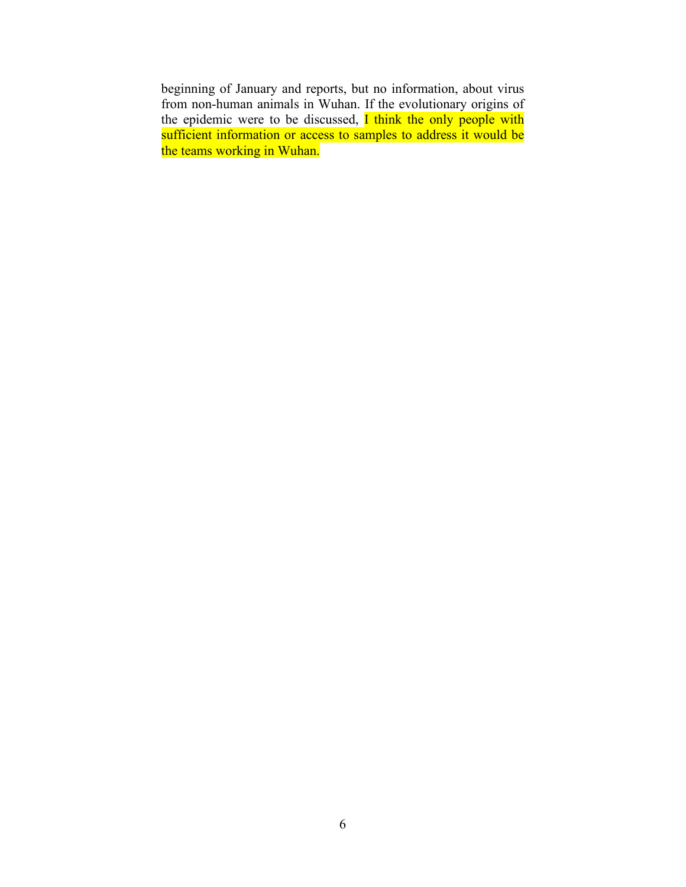beginning of January and reports, but no information, about virus from non-human animals in Wuhan. If the evolutionary origins of the epidemic were to be discussed, I think the only people with sufficient information or access to samples to address it would be the teams working in Wuhan.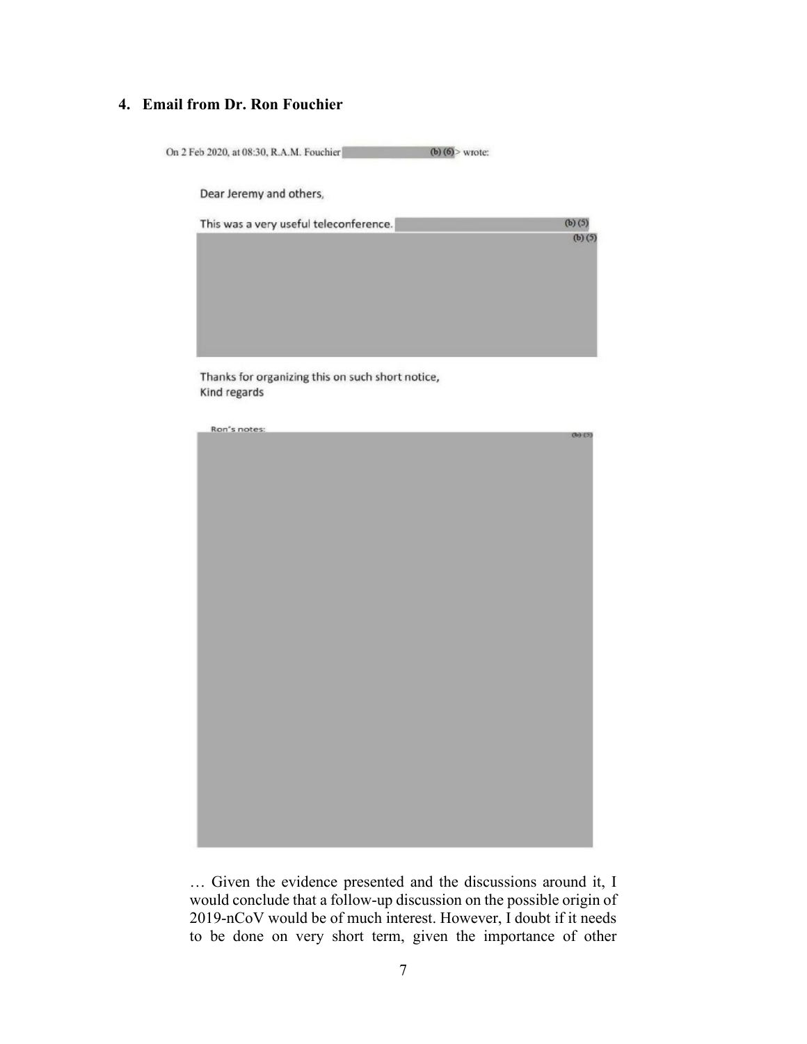## 4. Email from Dr. Ron Fouchier

On 2 Feb 2020, at 08:30, R.A.M. Fouchier (b) (6) > wrote:

Dear Jeremy and others,

This was a very useful teleconference. (b) (5)

(b) (5)

Thanks for organizing this on such short notice,
Kind regards

Ron's notes:

(b) (5)

… Given the evidence presented and the discussions around it, I would conclude that a follow-up discussion on the possible origin of 2019-nCoV would be of much interest. However, I doubt if it needs to be done on very short term, given the importance of other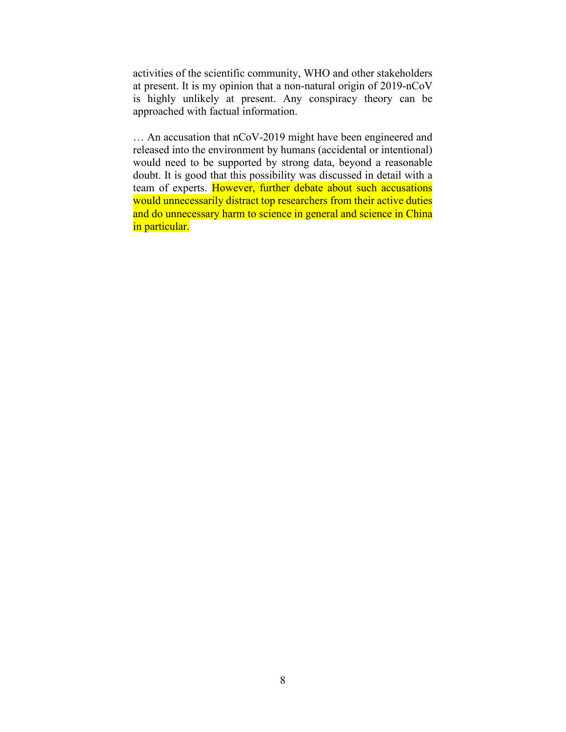activities of the scientific community, WHO and other stakeholders at present. It is my opinion that a non-natural origin of 2019-nCoV is highly unlikely at present. Any conspiracy theory can be approached with factual information.

… An accusation that nCoV-2019 might have been engineered and released into the environment by humans (accidental or intentional) would need to be supported by strong data, beyond a reasonable doubt. It is good that this possibility was discussed in detail with a team of experts. However, further debate about such accusations would unnecessarily distract top researchers from their active duties and do unnecessary harm to science in general and science in China in particular.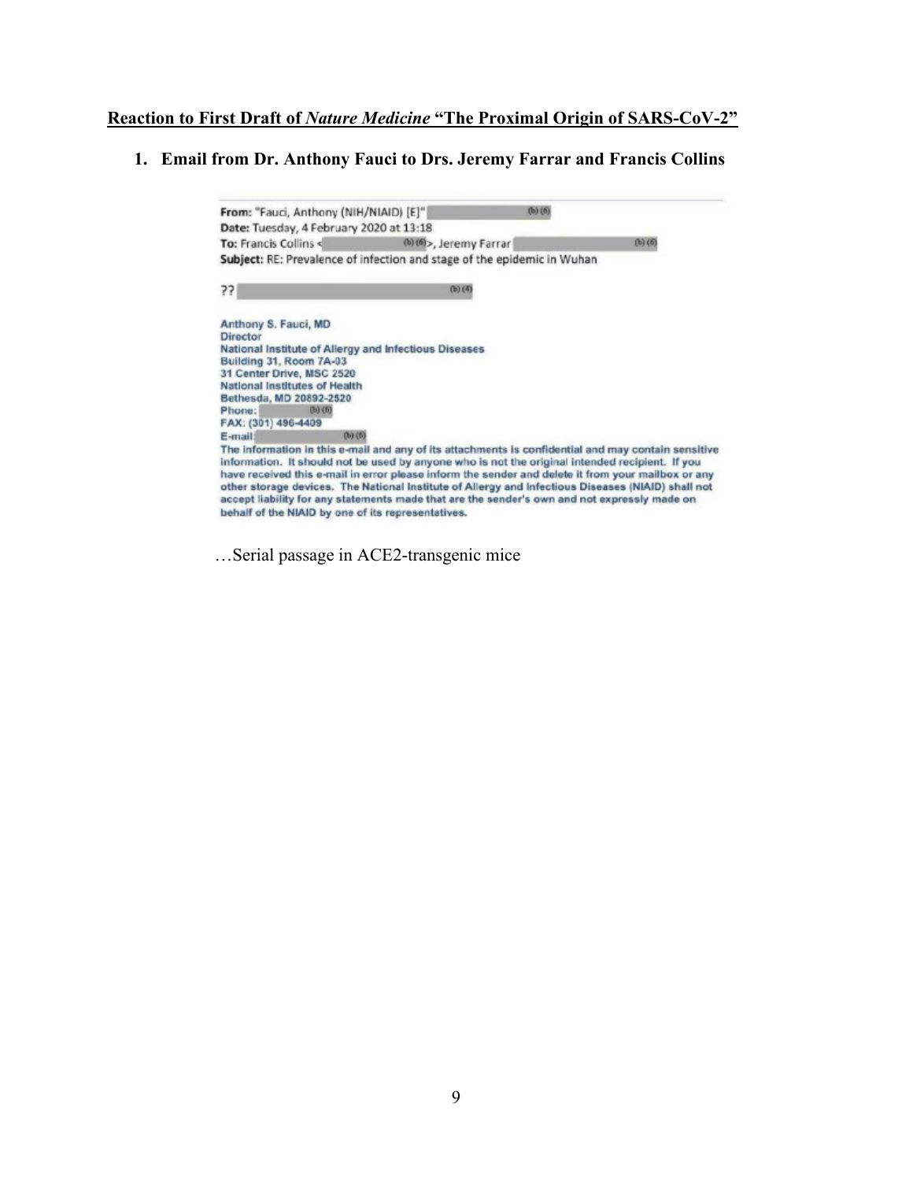**Reaction to First Draft of *Nature Medicine* "The Proximal Origin of SARS-CoV-2"**

**1. Email from Dr. Anthony Fauci to Drs. Jeremy Farrar and Francis Collins**

From: "Fauci, Anthony (NIH/NIAID) [E]" (b) (6)
Date: Tuesday, 4 February 2020 at 13:18
To: Francis Collins < (b) (6)>, Jeremy Farrar (b) (6)
Subject: RE: Prevalence of infection and stage of the epidemic in Wuhan

?? (b) (4)

Anthony S. Fauci, MD
Director
National Institute of Allergy and Infectious Diseases
Building 31, Room 7A-03
31 Center Drive, MSC 2520
National Institutes of Health
Bethesda, MD 20892-2520
Phone: (b) (6)
FAX: (301) 496-4409
E-mail: (b) (6)

The information in this e-mail and any of its attachments is confidential and may contain sensitive information. It should not be used by anyone who is not the original intended recipient. If you have received this e-mail in error please inform the sender and delete it from your mailbox or any other storage devices. The National Institute of Allergy and Infectious Diseases (NIAID) shall not accept liability for any statements made that are the sender's own and not expressly made on behalf of the NIAID by one of its representatives.

…Serial passage in ACE2-transgenic mice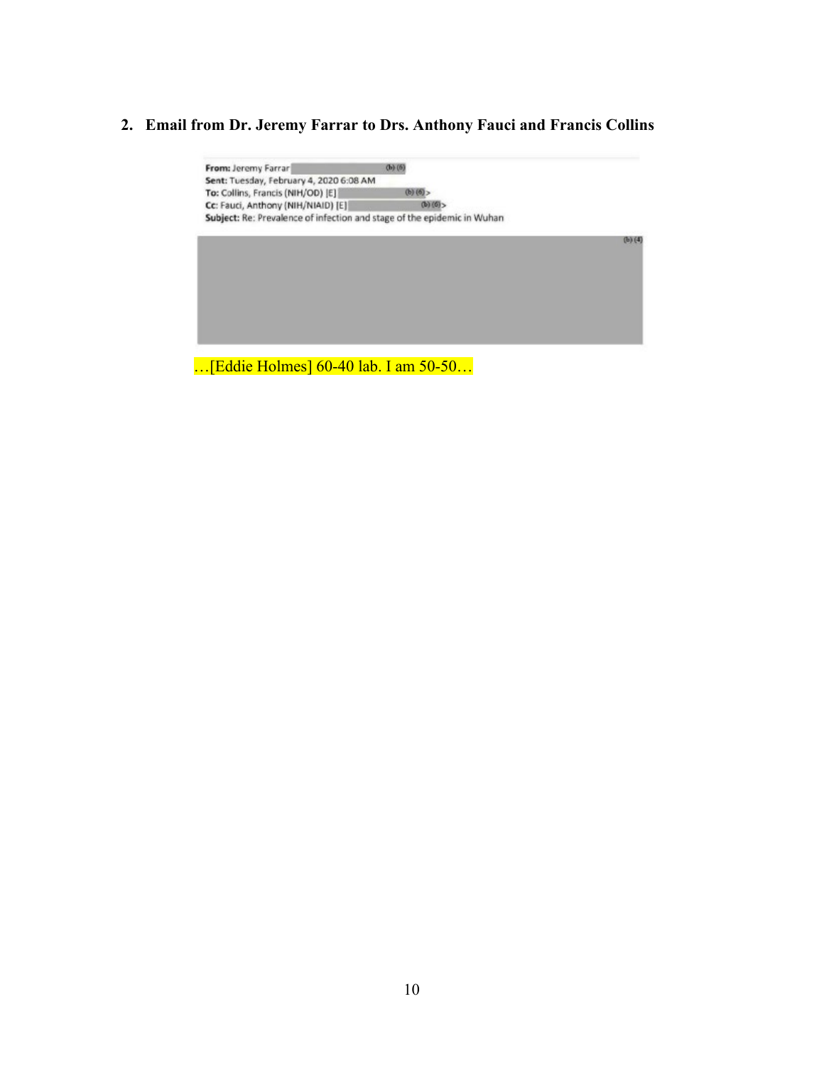2. **Email from Dr. Jeremy Farrar to Drs. Anthony Fauci and Francis Collins**

**From:** Jeremy Farrar (b) (6)
**Sent:** Tuesday, February 4, 2020 6:08 AM
**To:** Collins, Francis (NIH/OD) [E] (b) (6)>
**Cc:** Fauci, Anthony (NIH/NIAID) [E] (b) (6)>
**Subject:** Re: Prevalence of infection and stage of the epidemic in Wuhan

(b) (4)

…[Eddie Holmes] 60-40 lab. I am 50-50…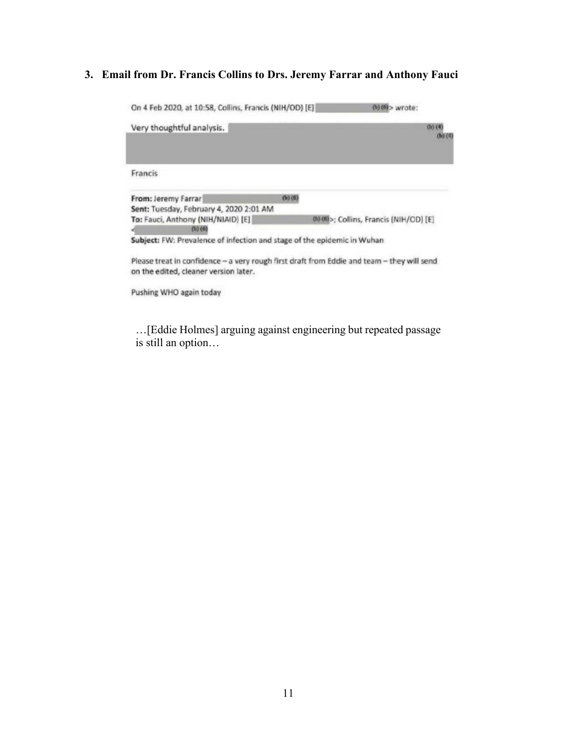### 3. Email from Dr. Francis Collins to Drs. Jeremy Farrar and Anthony Fauci

On 4 Feb 2020, at 10:58, Collins, Francis (NIH/OD) [E] (b) (6)> wrote:

Very thoughtful analysis. (b) (4)
(b) (4)

Francis

**From:** Jeremy Farrar (b) (6)
**Sent:** Tuesday, February 4, 2020 2:01 AM
**To:** Fauci, Anthony (NIH/NIAID) [E] (b) (6)>; Collins, Francis (NIH/OD) [E] < (b) (6)
**Subject:** FW: Prevalence of infection and stage of the epidemic in Wuhan

Please treat in confidence – a very rough first draft from Eddie and team – they will send on the edited, cleaner version later.

Pushing WHO again today

…[Eddie Holmes] arguing against engineering but repeated passage is still an option…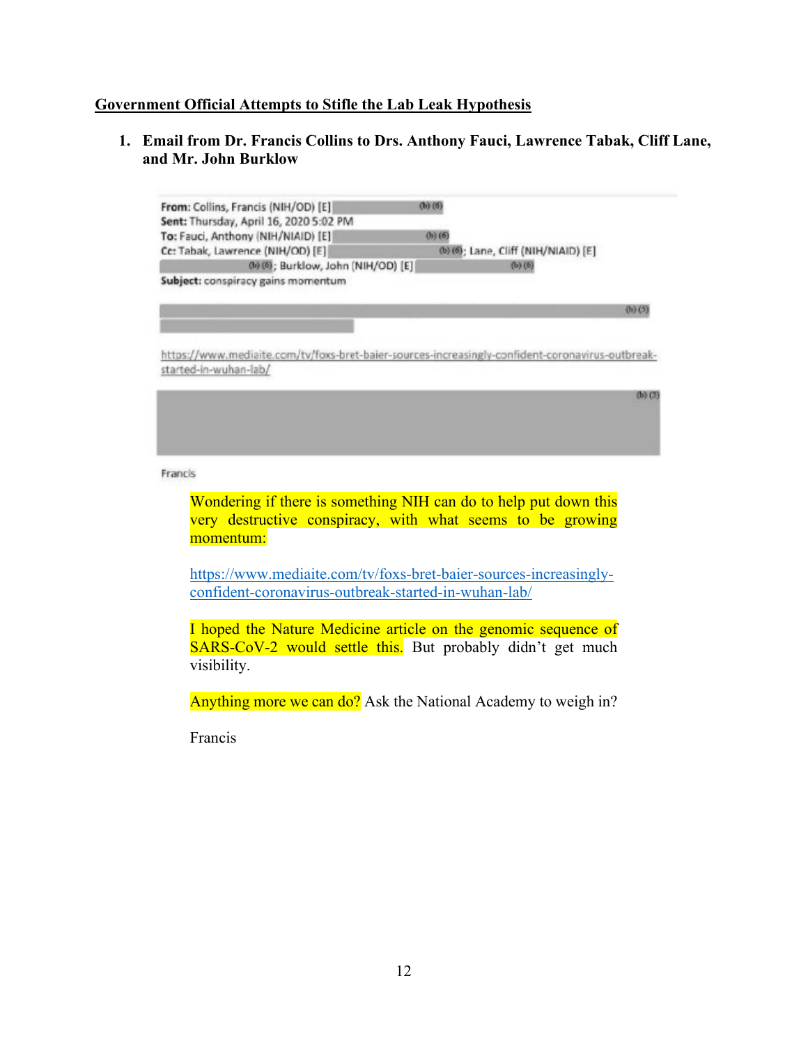## Government Official Attempts to Stifle the Lab Leak Hypothesis

1. **Email from Dr. Francis Collins to Drs. Anthony Fauci, Lawrence Tabak, Cliff Lane, and Mr. John Burklow**

**From:** Collins, Francis (NIH/OD) [E] (b) (6)
**Sent:** Thursday, April 16, 2020 5:02 PM
**To:** Fauci, Anthony (NIH/NIAID) [E] (b) (6)
**Cc:** Tabak, Lawrence (NIH/OD) [E] (b) (6); Lane, Cliff (NIH/NIAID) [E] (b) (6); Burklow, John (NIH/OD) [E] (b) (6)
**Subject:** conspiracy gains momentum

(b) (5)

https://www.mediaite.com/tv/foxs-bret-baier-sources-increasingly-confident-coronavirus-outbreak-started-in-wuhan-lab/

(b) (5)

Francis

> Wondering if there is something NIH can do to help put down this very destructive conspiracy, with what seems to be growing momentum:
>
> https://www.mediaite.com/tv/foxs-bret-baier-sources-increasingly-confident-coronavirus-outbreak-started-in-wuhan-lab/
>
> I hoped the Nature Medicine article on the genomic sequence of SARS-CoV-2 would settle this. But probably didn't get much visibility.
>
> Anything more we can do? Ask the National Academy to weigh in?
>
> Francis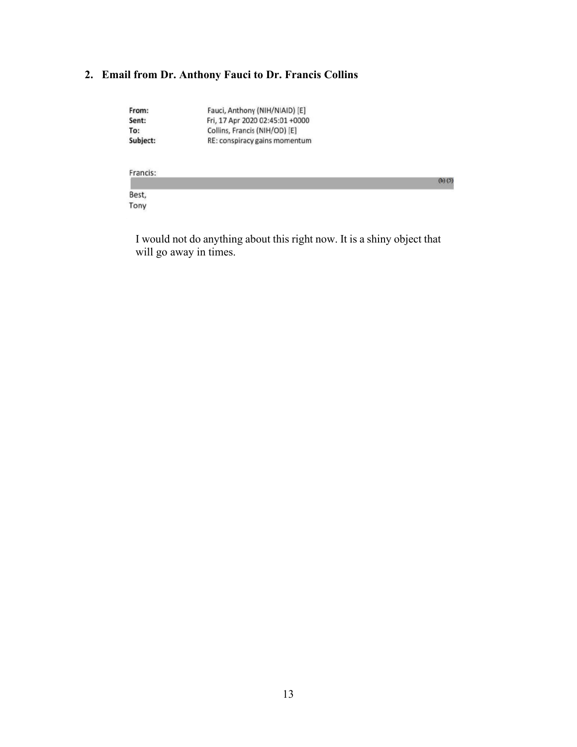## 2. Email from Dr. Anthony Fauci to Dr. Francis Collins

| | |
|---|---|
| **From:** | Fauci, Anthony (NIH/NIAID) [E] |
| **Sent:** | Fri, 17 Apr 2020 02:45:01 +0000 |
| **To:** | Collins, Francis (NIH/OD) [E] |
| **Subject:** | RE: conspiracy gains momentum |

Francis:

(b) (5)

Best,
Tony

I would not do anything about this right now. It is a shiny object that will go away in times.